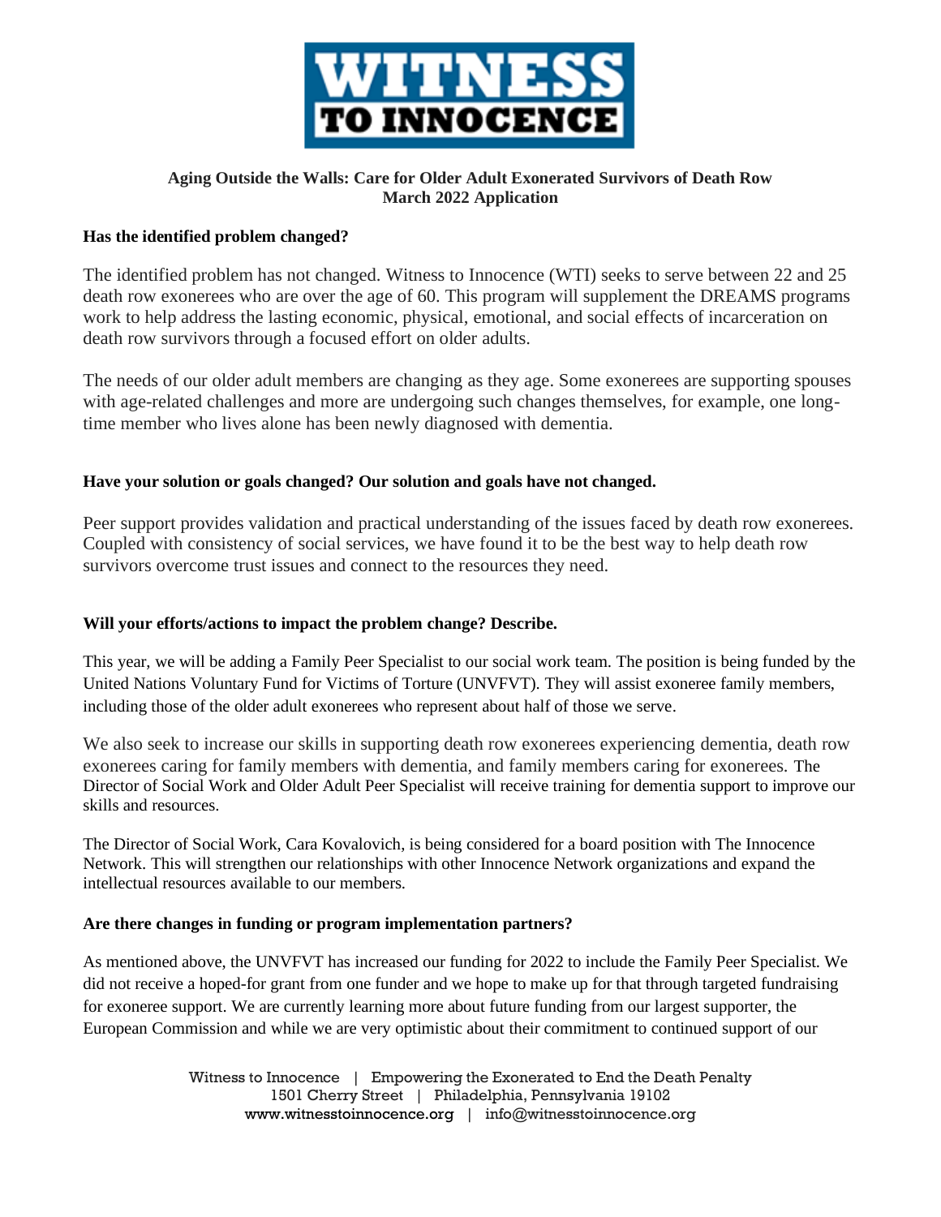**WITNESS TO INNOCENCE**

## Aging Outside the Walls: Care for Older Adult Exonerated Survivors of Death Row
## March 2022 Application

### Has the identified problem changed?

The identified problem has not changed. Witness to Innocence (WTI) seeks to serve between 22 and 25 death row exonerees who are over the age of 60. This program will supplement the DREAMS programs work to help address the lasting economic, physical, emotional, and social effects of incarceration on death row survivors through a focused effort on older adults.

The needs of our older adult members are changing as they age. Some exonerees are supporting spouses with age-related challenges and more are undergoing such changes themselves, for example, one long-time member who lives alone has been newly diagnosed with dementia.

### Have your solution or goals changed? Our solution and goals have not changed.

Peer support provides validation and practical understanding of the issues faced by death row exonerees. Coupled with consistency of social services, we have found it to be the best way to help death row survivors overcome trust issues and connect to the resources they need.

### Will your efforts/actions to impact the problem change? Describe.

This year, we will be adding a Family Peer Specialist to our social work team. The position is being funded by the United Nations Voluntary Fund for Victims of Torture (UNVFVT). They will assist exoneree family members, including those of the older adult exonerees who represent about half of those we serve.

We also seek to increase our skills in supporting death row exonerees experiencing dementia, death row exonerees caring for family members with dementia, and family members caring for exonerees. The Director of Social Work and Older Adult Peer Specialist will receive training for dementia support to improve our skills and resources.

The Director of Social Work, Cara Kovalovich, is being considered for a board position with The Innocence Network. This will strengthen our relationships with other Innocence Network organizations and expand the intellectual resources available to our members.

### Are there changes in funding or program implementation partners?

As mentioned above, the UNVFVT has increased our funding for 2022 to include the Family Peer Specialist. We did not receive a hoped-for grant from one funder and we hope to make up for that through targeted fundraising for exoneree support. We are currently learning more about future funding from our largest supporter, the European Commission and while we are very optimistic about their commitment to continued support of our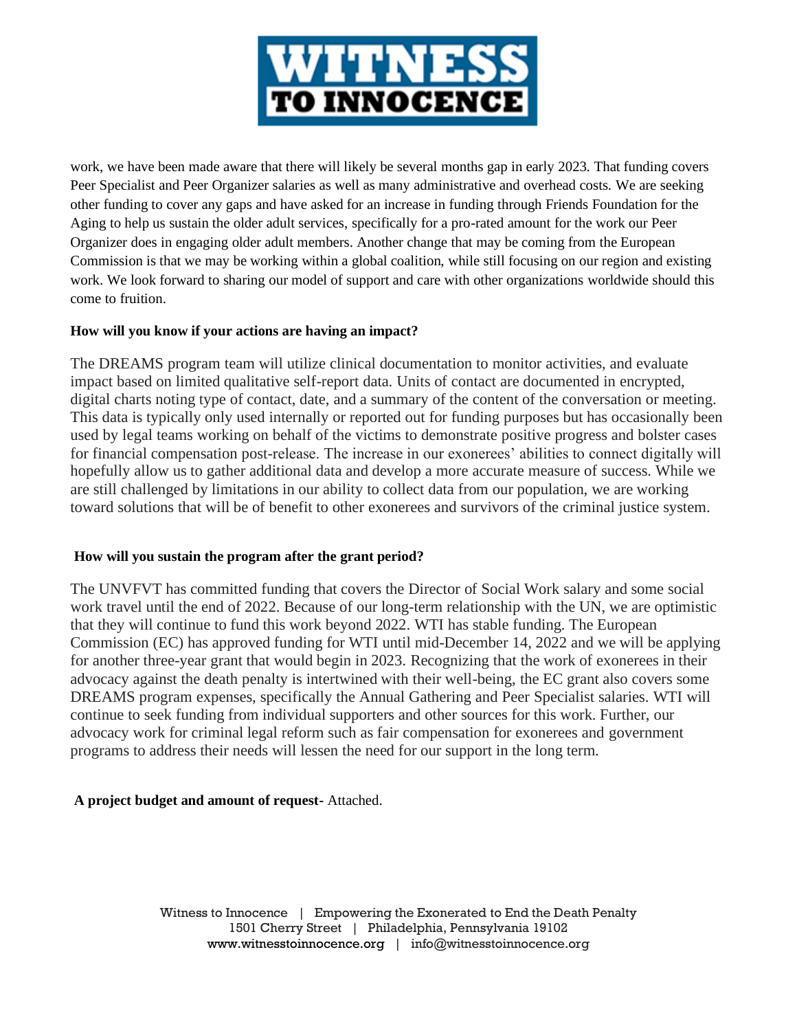work, we have been made aware that there will likely be several months gap in early 2023. That funding covers Peer Specialist and Peer Organizer salaries as well as many administrative and overhead costs. We are seeking other funding to cover any gaps and have asked for an increase in funding through Friends Foundation for the Aging to help us sustain the older adult services, specifically for a pro-rated amount for the work our Peer Organizer does in engaging older adult members. Another change that may be coming from the European Commission is that we may be working within a global coalition, while still focusing on our region and existing work. We look forward to sharing our model of support and care with other organizations worldwide should this come to fruition.

**How will you know if your actions are having an impact?**

The DREAMS program team will utilize clinical documentation to monitor activities, and evaluate impact based on limited qualitative self-report data. Units of contact are documented in encrypted, digital charts noting type of contact, date, and a summary of the content of the conversation or meeting. This data is typically only used internally or reported out for funding purposes but has occasionally been used by legal teams working on behalf of the victims to demonstrate positive progress and bolster cases for financial compensation post-release. The increase in our exonerees' abilities to connect digitally will hopefully allow us to gather additional data and develop a more accurate measure of success. While we are still challenged by limitations in our ability to collect data from our population, we are working toward solutions that will be of benefit to other exonerees and survivors of the criminal justice system.

**How will you sustain the program after the grant period?**

The UNVFVT has committed funding that covers the Director of Social Work salary and some social work travel until the end of 2022. Because of our long-term relationship with the UN, we are optimistic that they will continue to fund this work beyond 2022. WTI has stable funding. The European Commission (EC) has approved funding for WTI until mid-December 14, 2022 and we will be applying for another three-year grant that would begin in 2023. Recognizing that the work of exonerees in their advocacy against the death penalty is intertwined with their well-being, the EC grant also covers some DREAMS program expenses, specifically the Annual Gathering and Peer Specialist salaries. WTI will continue to seek funding from individual supporters and other sources for this work. Further, our advocacy work for criminal legal reform such as fair compensation for exonerees and government programs to address their needs will lessen the need for our support in the long term.

**A project budget and amount of request-** Attached.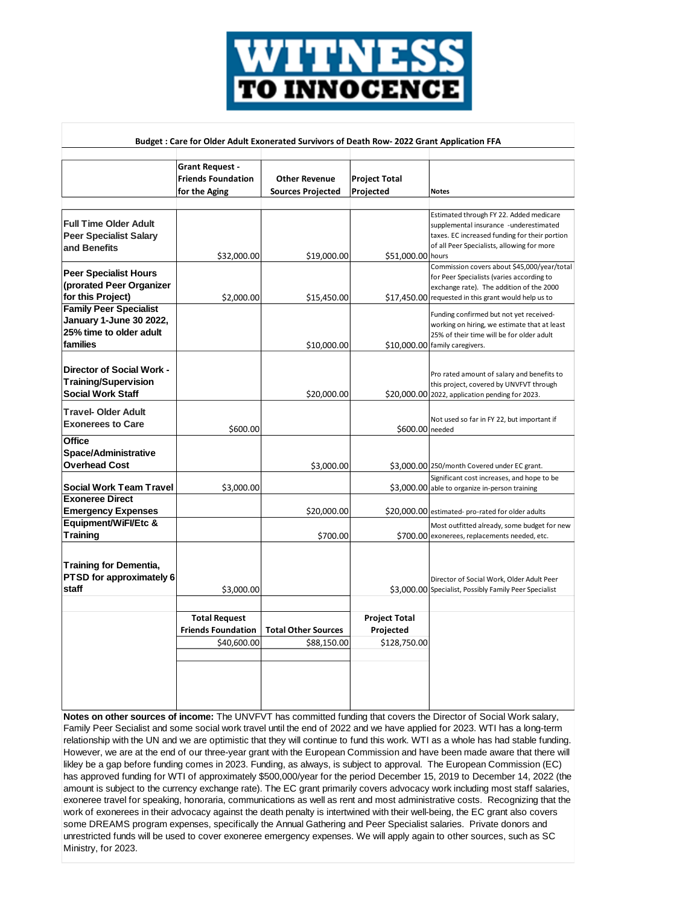# WITNESS TO INNOCENCE

**Budget : Care for Older Adult Exonerated Survivors of Death Row- 2022 Grant Application FFA**

| | Grant Request - Friends Foundation for the Aging | Other Revenue Sources Projected | Project Total Projected | Notes |
|---|---|---|---|---|
| **Full Time Older Adult Peer Specialist Salary and Benefits** | $32,000.00 | $19,000.00 | $51,000.00 | Estimated through FY 22. Added medicare supplemental insurance -underestimated taxes. EC increased funding for their portion of all Peer Specialists, allowing for more hours |
| **Peer Specialist Hours (prorated Peer Organizer for this Project)** | $2,000.00 | $15,450.00 | $17,450.00 | Commission covers about $45,000/year/total for Peer Specialists (varies according to exchange rate). The addition of the 2000 requested in this grant would help us to |
| **Family Peer Specialist January 1-June 30 2022, 25% time to older adult families** | | $10,000.00 | $10,000.00 | Funding confirmed but not yet received- working on hiring, we estimate that at least 25% of their time will be for older adult family caregivers. |
| **Director of Social Work - Training/Supervision Social Work Staff** | | $20,000.00 | $20,000.00 | Pro rated amount of salary and benefits to this project, covered by UNVFVT through 2022, application pending for 2023. |
| **Travel- Older Adult Exonerees to Care** | $600.00 | | $600.00 | Not used so far in FY 22, but important if needed |
| **Office Space/Administrative Overhead Cost** | | $3,000.00 | $3,000.00 | 250/month Covered under EC grant. |
| **Social Work Team Travel** | $3,000.00 | | $3,000.00 | Significant cost increases, and hope to be able to organize in-person training |
| **Exoneree Direct Emergency Expenses** | | $20,000.00 | $20,000.00 | estimated- pro-rated for older adults |
| **Equipment/WiFI/Etc & Training** | | $700.00 | $700.00 | Most outfitted already, some budget for new exonerees, replacements needed, etc. |
| **Training for Dementia, PTSD for approximately 6 staff** | $3,000.00 | | $3,000.00 | Director of Social Work, Older Adult Peer Specialist, Possibly Family Peer Specialist |
| | **Total Request Friends Foundation** | **Total Other Sources** | **Project Total Projected** | |
| | $40,600.00 | $88,150.00 | $128,750.00 | |

**Notes on other sources of income:** The UNVFVT has committed funding that covers the Director of Social Work salary, Family Peer Secialist and some social work travel until the end of 2022 and we have applied for 2023. WTI has a long-term relationship with the UN and we are optimistic that they will continue to fund this work. WTI as a whole has had stable funding. However, we are at the end of our three-year grant with the European Commission and have been made aware that there will likley be a gap before funding comes in 2023. Funding, as always, is subject to approval. The European Commission (EC) has approved funding for WTI of approximately $500,000/year for the period December 15, 2019 to December 14, 2022 (the amount is subject to the currency exchange rate). The EC grant primarily covers advocacy work including most staff salaries, exoneree travel for speaking, honoraria, communications as well as rent and most administrative costs. Recognizing that the work of exonerees in their advocacy against the death penalty is intertwined with their well-being, the EC grant also covers some DREAMS program expenses, specifically the Annual Gathering and Peer Specialist salaries. Private donors and unrestricted funds will be used to cover exoneree emergency expenses. We will apply again to other sources, such as SC Ministry, for 2023.